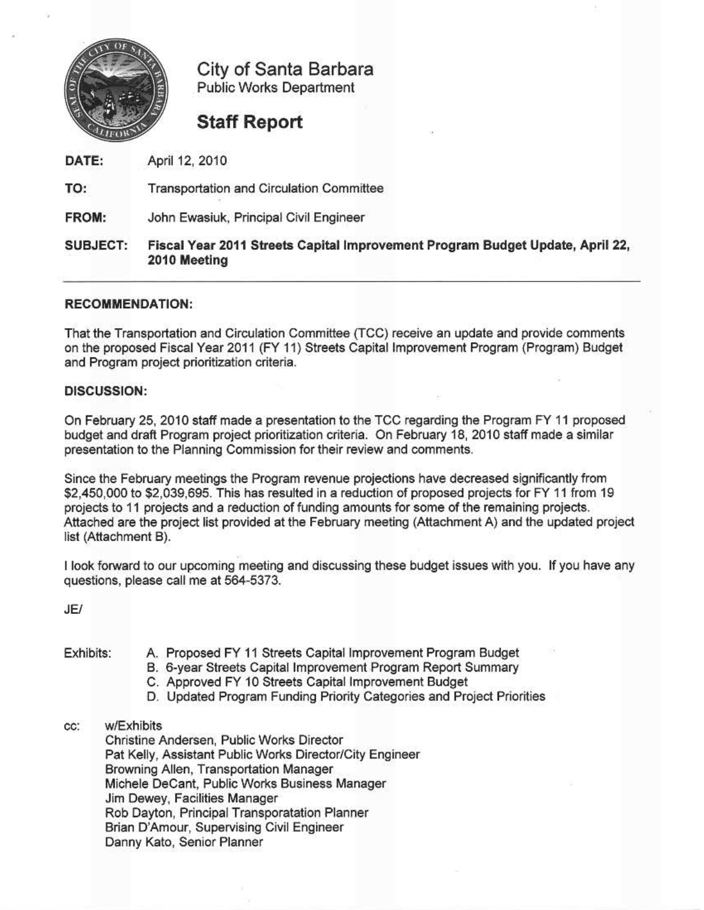# City of Santa Barbara

Public Works Department

## Staff Report

**DATE:** April 12, 2010

**TO:** Transportation and Circulation Committee

**FROM:** John Ewasiuk, Principal Civil Engineer

**SUBJECT:** **Fiscal Year 2011 Streets Capital Improvement Program Budget Update, April 22, 2010 Meeting**

---

**RECOMMENDATION:**

That the Transportation and Circulation Committee (TCC) receive an update and provide comments on the proposed Fiscal Year 2011 (FY 11) Streets Capital Improvement Program (Program) Budget and Program project prioritization criteria.

**DISCUSSION:**

On February 25, 2010 staff made a presentation to the TCC regarding the Program FY 11 proposed budget and draft Program project prioritization criteria. On February 18, 2010 staff made a similar presentation to the Planning Commission for their review and comments.

Since the February meetings the Program revenue projections have decreased significantly from $2,450,000 to $2,039,695. This has resulted in a reduction of proposed projects for FY 11 from 19 projects to 11 projects and a reduction of funding amounts for some of the remaining projects. Attached are the project list provided at the February meeting (Attachment A) and the updated project list (Attachment B).

I look forward to our upcoming meeting and discussing these budget issues with you. If you have any questions, please call me at 564-5373.

JE/

Exhibits:

A. Proposed FY 11 Streets Capital Improvement Program Budget
B. 6-year Streets Capital Improvement Program Report Summary
C. Approved FY 10 Streets Capital Improvement Budget
D. Updated Program Funding Priority Categories and Project Priorities

cc: w/Exhibits

Christine Andersen, Public Works Director
Pat Kelly, Assistant Public Works Director/City Engineer
Browning Allen, Transportation Manager
Michele DeCant, Public Works Business Manager
Jim Dewey, Facilities Manager
Rob Dayton, Principal Transporatation Planner
Brian D'Amour, Supervising Civil Engineer
Danny Kato, Senior Planner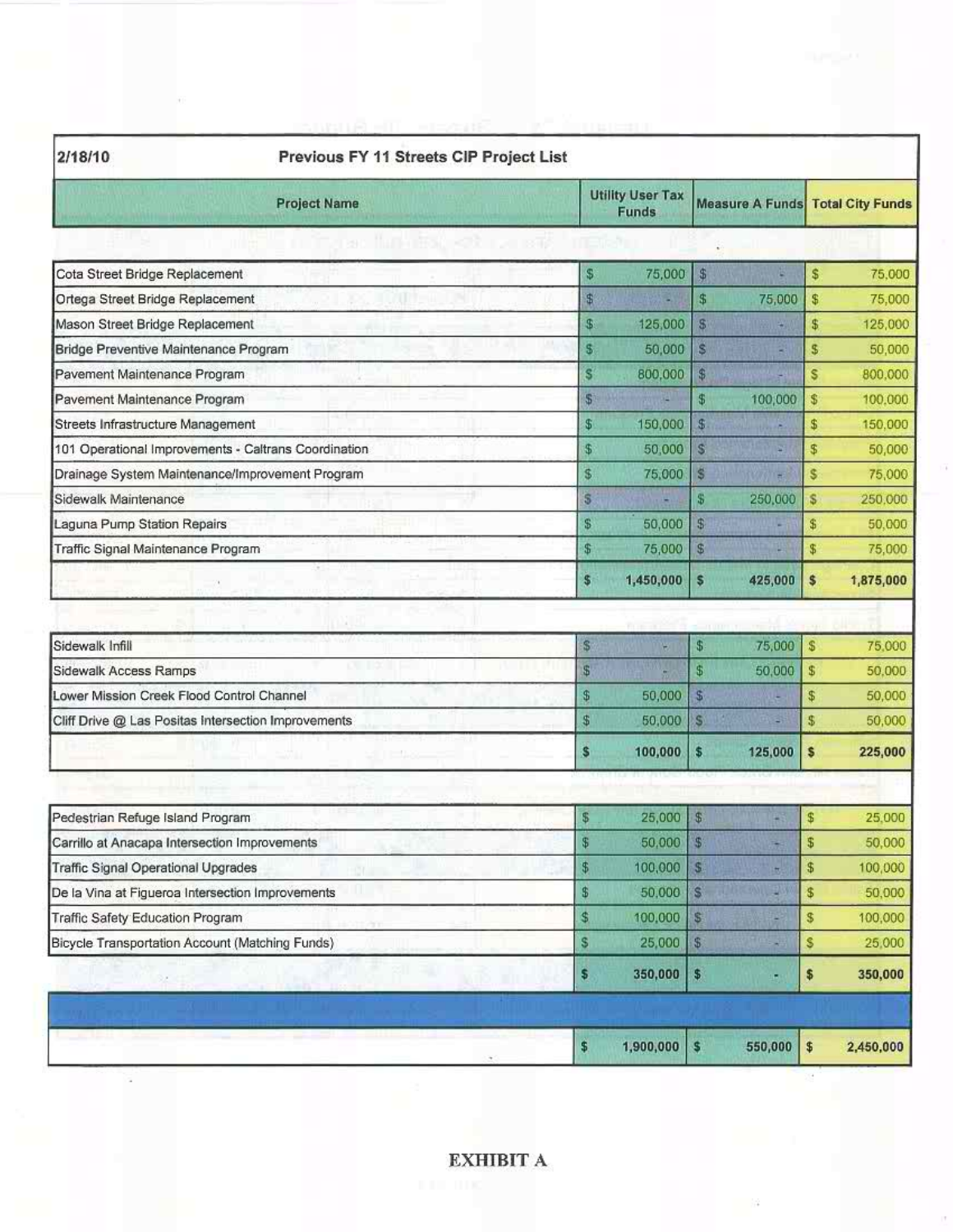| 2/18/10 | Previous FY 11 Streets CIP Project List | | |
|---|---|---|---|
| **Project Name** | **Utility User Tax Funds** | **Measure A Funds** | **Total City Funds** |
| Cota Street Bridge Replacement | $ 75,000 | $ - | $ 75,000 |
| Ortega Street Bridge Replacement | $ - | $ 75,000 | $ 75,000 |
| Mason Street Bridge Replacement | $ 125,000 | $ - | $ 125,000 |
| Bridge Preventive Maintenance Program | $ 50,000 | $ - | $ 50,000 |
| Pavement Maintenance Program | $ 800,000 | $ - | $ 800,000 |
| Pavement Maintenance Program | $ - | $ 100,000 | $ 100,000 |
| Streets Infrastructure Management | $ 150,000 | $ - | $ 150,000 |
| 101 Operational Improvements - Caltrans Coordination | $ 50,000 | $ - | $ 50,000 |
| Drainage System Maintenance/Improvement Program | $ 75,000 | $ - | $ 75,000 |
| Sidewalk Maintenance | $ - | $ 250,000 | $ 250,000 |
| Laguna Pump Station Repairs | $ 50,000 | $ - | $ 50,000 |
| Traffic Signal Maintenance Program | $ 75,000 | $ - | $ 75,000 |
| | **$ 1,450,000** | **$ 425,000** | **$ 1,875,000** |
| Sidewalk Infill | $ - | $ 75,000 | $ 75,000 |
| Sidewalk Access Ramps | $ - | $ 50,000 | $ 50,000 |
| Lower Mission Creek Flood Control Channel | $ 50,000 | $ - | $ 50,000 |
| Cliff Drive @ Las Positas Intersection Improvements | $ 50,000 | $ - | $ 50,000 |
| | **$ 100,000** | **$ 125,000** | **$ 225,000** |
| Pedestrian Refuge Island Program | $ 25,000 | $ - | $ 25,000 |
| Carrillo at Anacapa Intersection Improvements | $ 50,000 | $ - | $ 50,000 |
| Traffic Signal Operational Upgrades | $ 100,000 | $ - | $ 100,000 |
| De la Vina at Figueroa Intersection Improvements | $ 50,000 | $ - | $ 50,000 |
| Traffic Safety Education Program | $ 100,000 | $ - | $ 100,000 |
| Bicycle Transportation Account (Matching Funds) | $ 25,000 | $ - | $ 25,000 |
| | **$ 350,000** | **$ -** | **$ 350,000** |
| | **$ 1,900,000** | **$ 550,000** | **$ 2,450,000** |

**EXHIBIT A**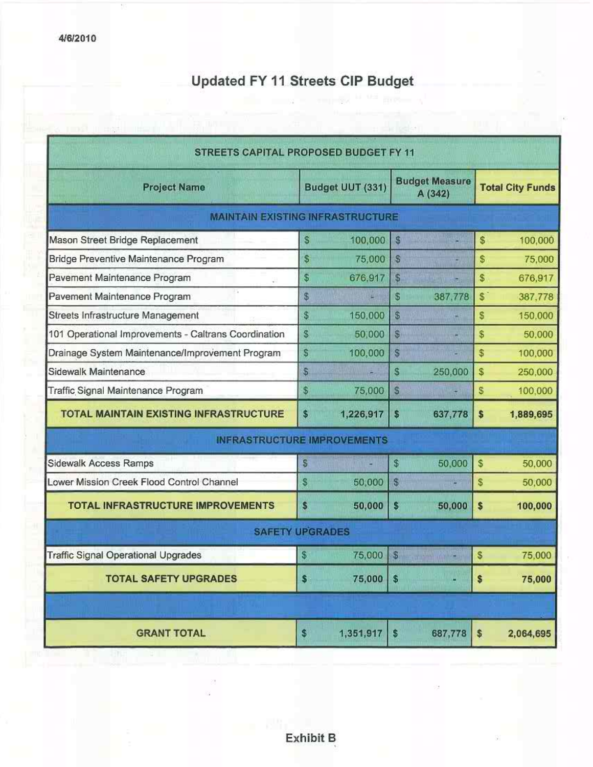4/6/2010

# Updated FY 11 Streets CIP Budget

| STREETS CAPITAL PROPOSED BUDGET FY 11 | | | |
|---|---|---|---|
| **Project Name** | **Budget UUT (331)** | **Budget Measure A (342)** | **Total City Funds** |
| **MAINTAIN EXISTING INFRASTRUCTURE** | | | |
| Mason Street Bridge Replacement | $ 100,000 | $ - | $ 100,000 |
| Bridge Preventive Maintenance Program | $ 75,000 | $ - | $ 75,000 |
| Pavement Maintenance Program | $ 676,917 | $ - | $ 676,917 |
| Pavement Maintenance Program | $ - | $ 387,778 | $ 387,778 |
| Streets Infrastructure Management | $ 150,000 | $ - | $ 150,000 |
| 101 Operational Improvements - Caltrans Coordination | $ 50,000 | $ - | $ 50,000 |
| Drainage System Maintenance/Improvement Program | $ 100,000 | $ - | $ 100,000 |
| Sidewalk Maintenance | $ - | $ 250,000 | $ 250,000 |
| Traffic Signal Maintenance Program | $ 75,000 | $ - | $ 100,000 |
| **TOTAL MAINTAIN EXISTING INFRASTRUCTURE** | **$ 1,226,917** | **$ 637,778** | **$ 1,889,695** |
| **INFRASTRUCTURE IMPROVEMENTS** | | | |
| Sidewalk Access Ramps | $ - | $ 50,000 | $ 50,000 |
| Lower Mission Creek Flood Control Channel | $ 50,000 | $ - | $ 50,000 |
| **TOTAL INFRASTRUCTURE IMPROVEMENTS** | **$ 50,000** | **$ 50,000** | **$ 100,000** |
| **SAFETY UPGRADES** | | | |
| Traffic Signal Operational Upgrades | $ 75,000 | $ - | $ 75,000 |
| **TOTAL SAFETY UPGRADES** | **$ 75,000** | **$ -** | **$ 75,000** |
| | | | |
| **GRANT TOTAL** | **$ 1,351,917** | **$ 687,778** | **$ 2,064,695** |

**Exhibit B**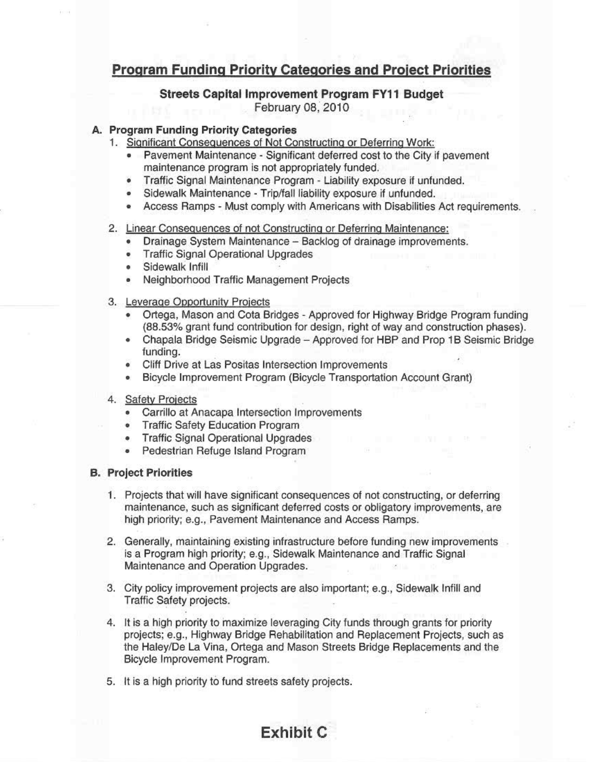# Program Funding Priority Categories and Project Priorities

**Streets Capital Improvement Program FY11 Budget**
February 08, 2010

## A. Program Funding Priority Categories

1. Significant Consequences of Not Constructing or Deferring Work:
   - Pavement Maintenance - Significant deferred cost to the City if pavement maintenance program is not appropriately funded.
   - Traffic Signal Maintenance Program - Liability exposure if unfunded.
   - Sidewalk Maintenance - Trip/fall liability exposure if unfunded.
   - Access Ramps - Must comply with Americans with Disabilities Act requirements.

2. Linear Consequences of not Constructing or Deferring Maintenance:
   - Drainage System Maintenance – Backlog of drainage improvements.
   - Traffic Signal Operational Upgrades
   - Sidewalk Infill
   - Neighborhood Traffic Management Projects

3. Leverage Opportunity Projects
   - Ortega, Mason and Cota Bridges - Approved for Highway Bridge Program funding (88.53% grant fund contribution for design, right of way and construction phases).
   - Chapala Bridge Seismic Upgrade – Approved for HBP and Prop 1B Seismic Bridge funding.
   - Cliff Drive at Las Positas Intersection Improvements
   - Bicycle Improvement Program (Bicycle Transportation Account Grant)

4. Safety Projects
   - Carrillo at Anacapa Intersection Improvements
   - Traffic Safety Education Program
   - Traffic Signal Operational Upgrades
   - Pedestrian Refuge Island Program

## B. Project Priorities

1. Projects that will have significant consequences of not constructing, or deferring maintenance, such as significant deferred costs or obligatory improvements, are high priority; e.g., Pavement Maintenance and Access Ramps.

2. Generally, maintaining existing infrastructure before funding new improvements is a Program high priority; e.g., Sidewalk Maintenance and Traffic Signal Maintenance and Operation Upgrades.

3. City policy improvement projects are also important; e.g., Sidewalk Infill and Traffic Safety projects.

4. It is a high priority to maximize leveraging City funds through grants for priority projects; e.g., Highway Bridge Rehabilitation and Replacement Projects, such as the Haley/De La Vina, Ortega and Mason Streets Bridge Replacements and the Bicycle Improvement Program.

5. It is a high priority to fund streets safety projects.

**Exhibit C**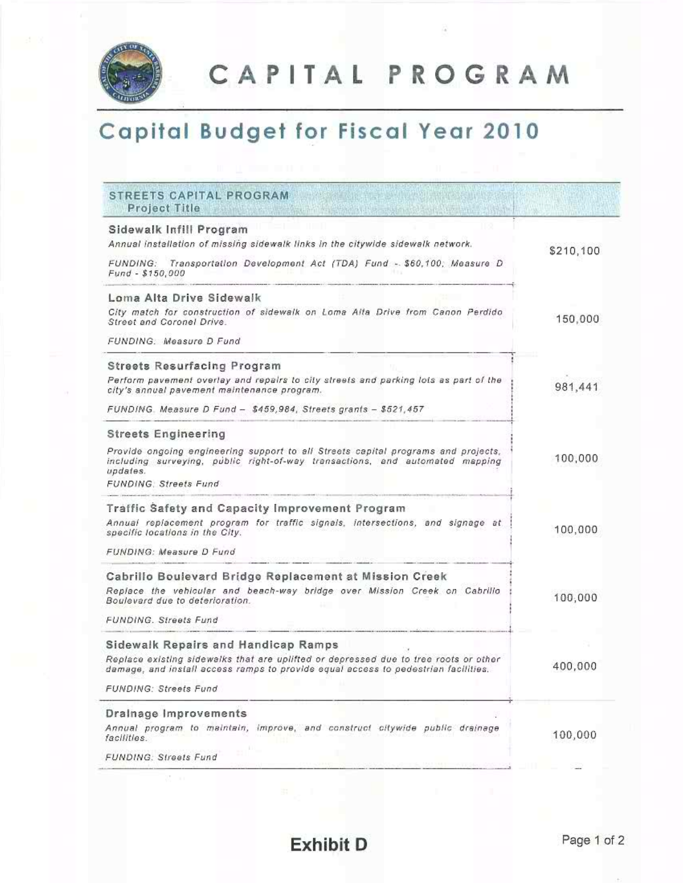# CAPITAL PROGRAM

## Capital Budget for Fiscal Year 2010

| STREETS CAPITAL PROGRAM<br>Project Title | |
|---|---|
| **Sidewalk Infill Program**<br>*Annual installation of missing sidewalk links in the citywide sidewalk network.*<br>*FUNDING: Transportation Development Act (TDA) Fund - $60,100; Measure D Fund - $150,000* | $210,100 |
| **Loma Alta Drive Sidewalk**<br>*City match for construction of sidewalk on Loma Alta Drive from Canon Perdido Street and Coronel Drive.*<br>*FUNDING. Measure D Fund* | 150,000 |
| **Streets Resurfacing Program**<br>*Perform pavement overlay and repairs to city streets and parking lots as part of the city's annual pavement maintenance program.*<br>*FUNDING. Measure D Fund – $459,984, Streets grants – $521,457* | 981,441 |
| **Streets Engineering**<br>*Provide ongoing engineering support to all Streets capital programs and projects, including surveying, public right-of-way transactions, and automated mapping updates.*<br>*FUNDING. Streets Fund* | 100,000 |
| **Traffic Safety and Capacity Improvement Program**<br>*Annual replacement program for traffic signals, intersections, and signage at specific locations in the City.*<br>*FUNDING: Measure D Fund* | 100,000 |
| **Cabrillo Boulevard Bridge Replacement at Mission Creek**<br>*Replace the vehicular and beach-way bridge over Mission Creek on Cabrillo Boulevard due to deterioration.*<br>*FUNDING. Streets Fund* | 100,000 |
| **Sidewalk Repairs and Handicap Ramps**<br>*Replace existing sidewalks that are uplifted or depressed due to tree roots or other damage, and install access ramps to provide equal access to pedestrian facilities.*<br>*FUNDING: Streets Fund* | 400,000 |
| **Drainage Improvements**<br>*Annual program to maintain, improve, and construct citywide public drainage facilities.*<br>*FUNDING: Streets Fund* | 100,000 |

**Exhibit D**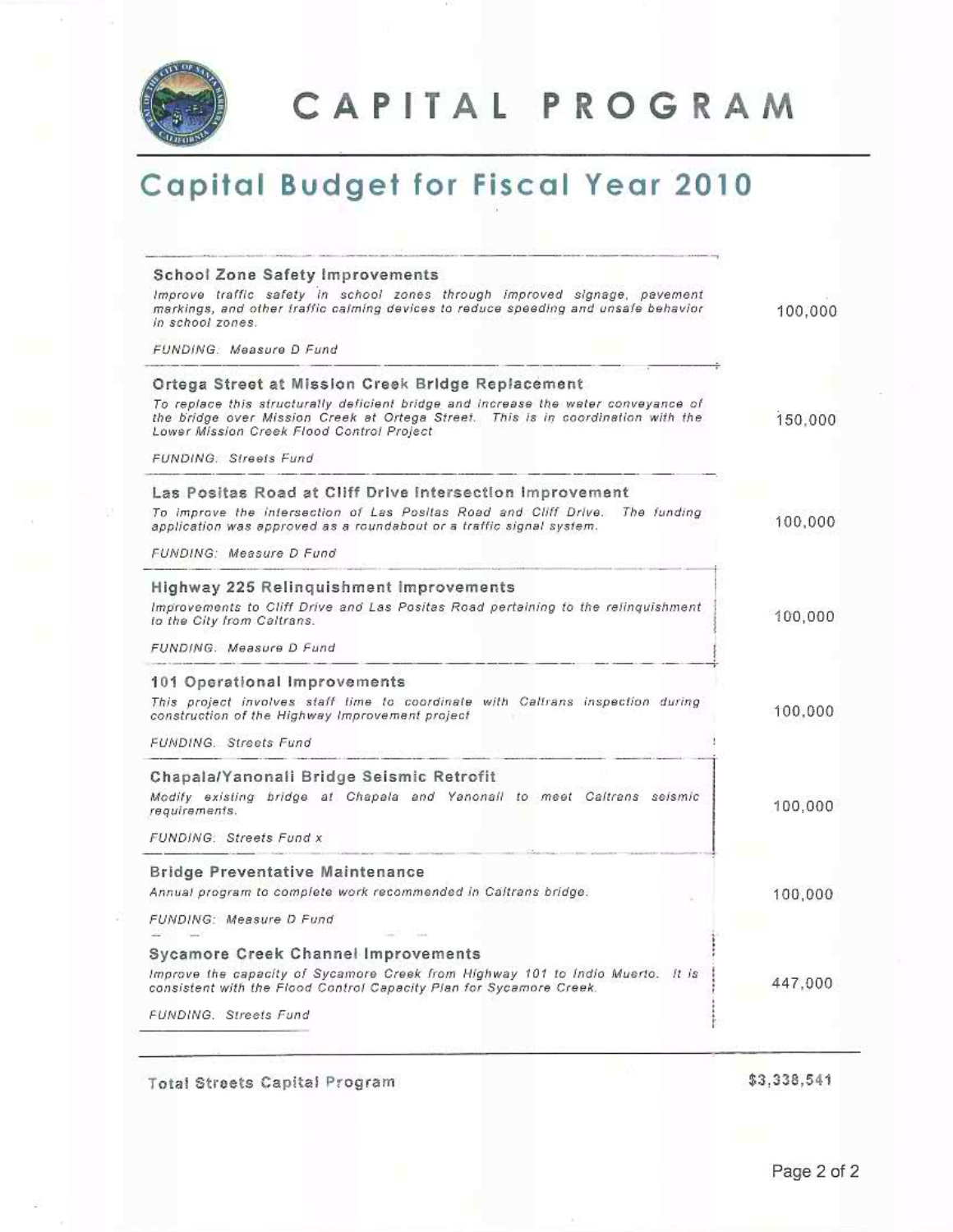# CAPITAL PROGRAM

## Capital Budget for Fiscal Year 2010

| Project | Amount |
|---|---|
| **School Zone Safety Improvements**<br>*Improve traffic safety in school zones through improved signage, pavement markings, and other traffic calming devices to reduce speeding and unsafe behavior in school zones.*<br>*FUNDING: Measure D Fund* | 100,000 |
| **Ortega Street at Mission Creek Bridge Replacement**<br>*To replace this structurally deficient bridge and increase the water conveyance of the bridge over Mission Creek at Ortega Street. This is in coordination with the Lower Mission Creek Flood Control Project*<br>*FUNDING: Streets Fund* | 150,000 |
| **Las Positas Road at Cliff Drive Intersection Improvement**<br>*To improve the intersection of Las Positas Road and Cliff Drive. The funding application was approved as a roundabout or a traffic signal system.*<br>*FUNDING: Measure D Fund* | 100,000 |
| **Highway 225 Relinquishment Improvements**<br>*Improvements to Cliff Drive and Las Positas Road pertaining to the relinquishment to the City from Caltrans.*<br>*FUNDING: Measure D Fund* | 100,000 |
| **101 Operational Improvements**<br>*This project involves staff time to coordinate with Caltrans inspection during construction of the Highway Improvement project*<br>*FUNDING: Streets Fund* | 100,000 |
| **Chapala/Yanonali Bridge Seismic Retrofit**<br>*Modify existing bridge at Chapala and Yanonali to meet Caltrans seismic requirements.*<br>*FUNDING: Streets Fund x* | 100,000 |
| **Bridge Preventative Maintenance**<br>*Annual program to complete work recommended in Caltrans bridge.*<br>*FUNDING: Measure D Fund* | 100,000 |
| **Sycamore Creek Channel Improvements**<br>*Improve the capacity of Sycamore Creek from Highway 101 to Indio Muerto. It is consistent with the Flood Control Capacity Plan for Sycamore Creek.*<br>*FUNDING: Streets Fund* | 447,000 |
| **Total Streets Capital Program** | **$3,338,541** |